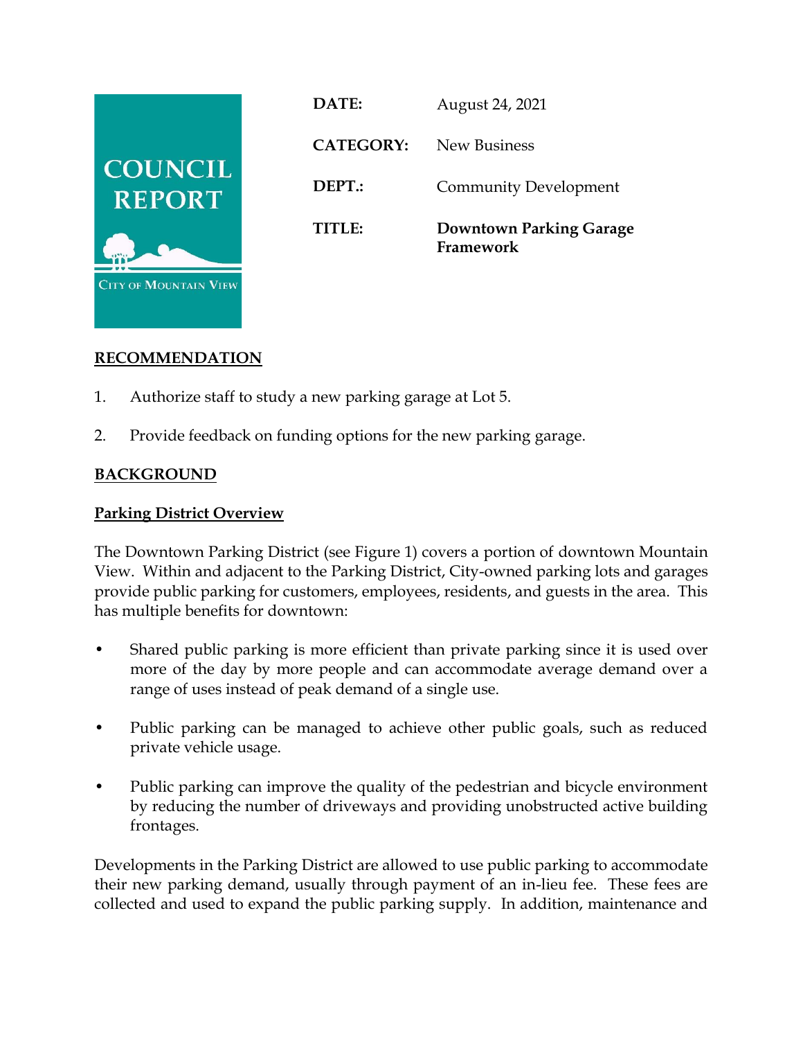COUNCIL REPORT

City of Mountain View

| | |
|---|---|
| **DATE:** | August 24, 2021 |
| **CATEGORY:** | New Business |
| **DEPT.:** | Community Development |
| **TITLE:** | **Downtown Parking Garage Framework** |

## RECOMMENDATION

1. Authorize staff to study a new parking garage at Lot 5.

2. Provide feedback on funding options for the new parking garage.

## BACKGROUND

### Parking District Overview

The Downtown Parking District (see Figure 1) covers a portion of downtown Mountain View. Within and adjacent to the Parking District, City-owned parking lots and garages provide public parking for customers, employees, residents, and guests in the area. This has multiple benefits for downtown:

- Shared public parking is more efficient than private parking since it is used over more of the day by more people and can accommodate average demand over a range of uses instead of peak demand of a single use.

- Public parking can be managed to achieve other public goals, such as reduced private vehicle usage.

- Public parking can improve the quality of the pedestrian and bicycle environment by reducing the number of driveways and providing unobstructed active building frontages.

Developments in the Parking District are allowed to use public parking to accommodate their new parking demand, usually through payment of an in-lieu fee. These fees are collected and used to expand the public parking supply. In addition, maintenance and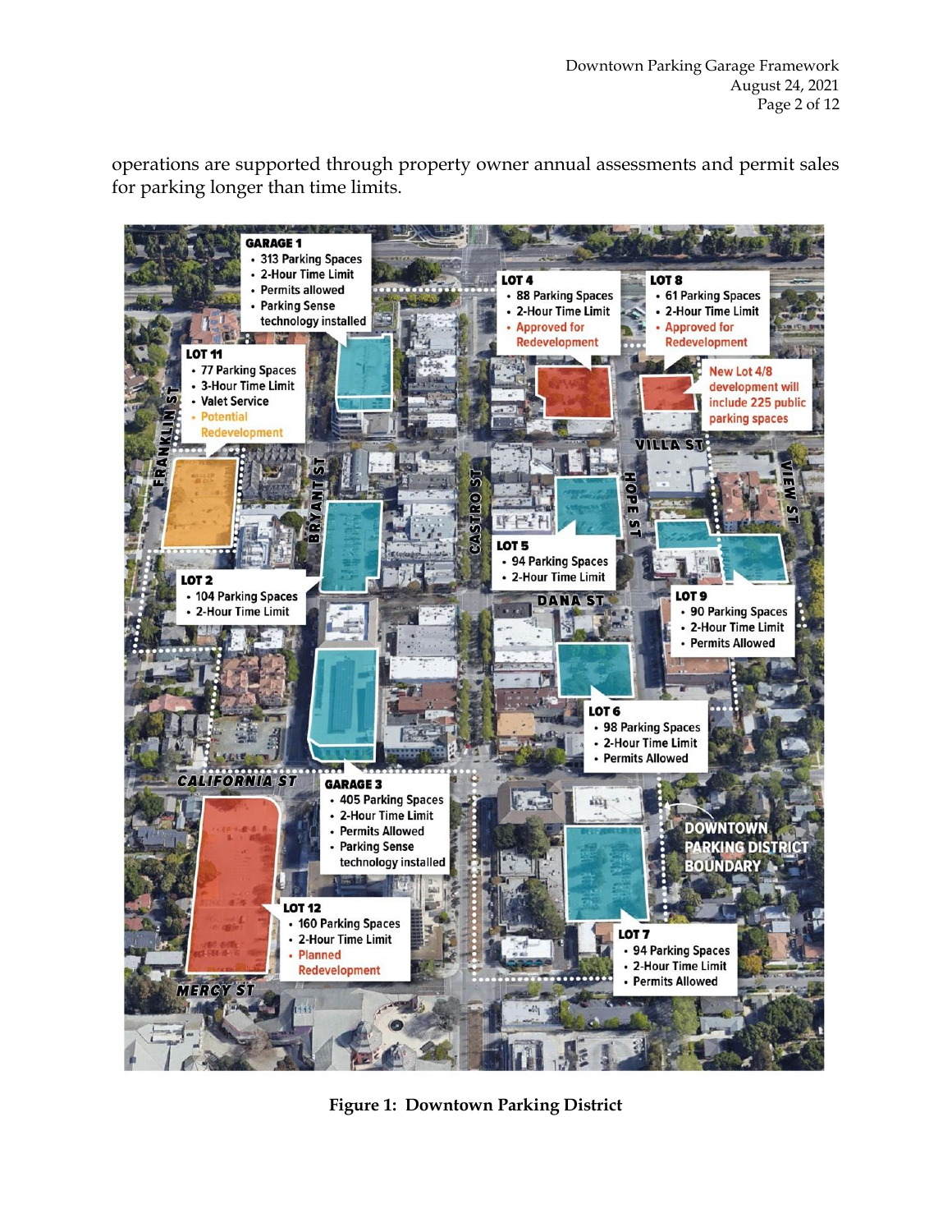operations are supported through property owner annual assessments and permit sales for parking longer than time limits.

**Figure 1: Downtown Parking District**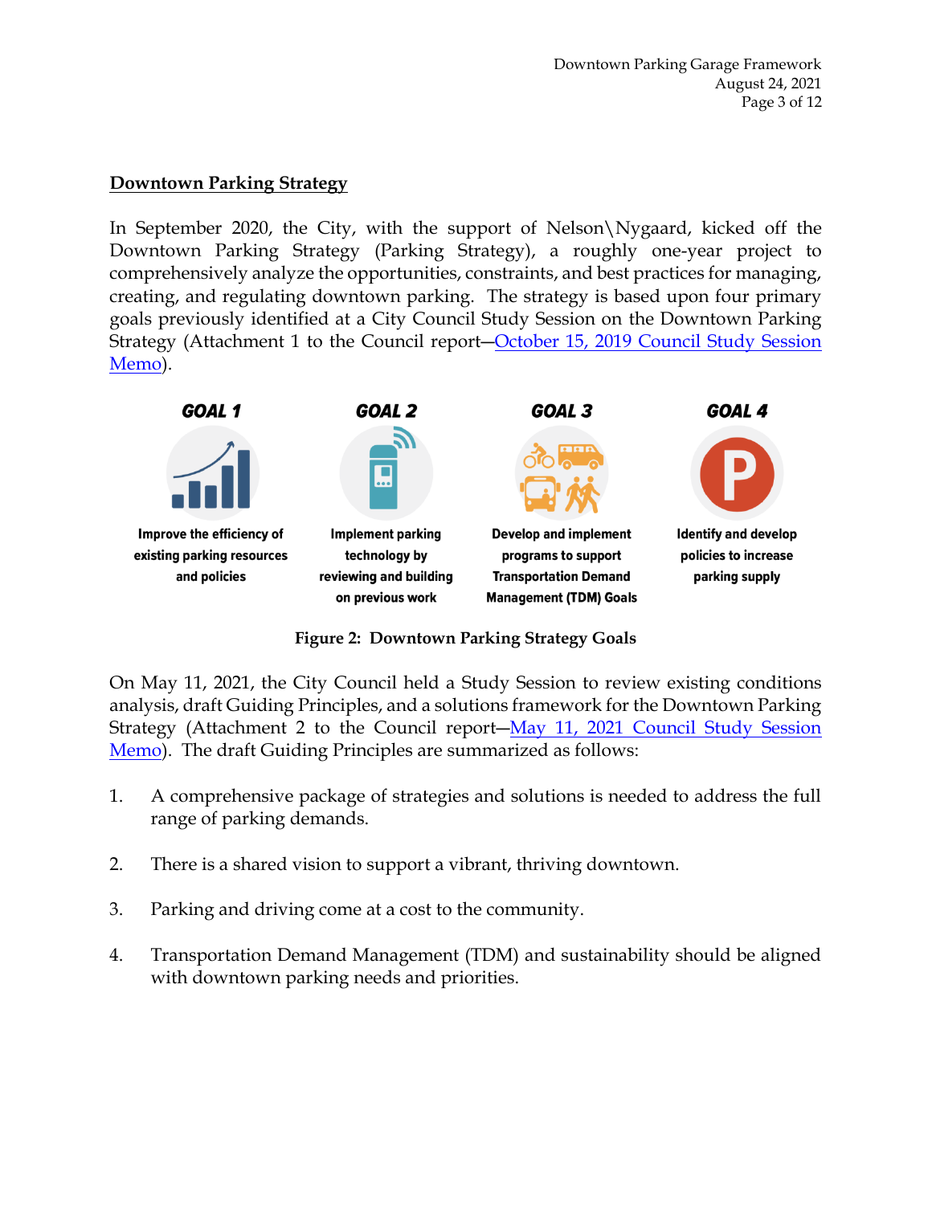## Downtown Parking Strategy

In September 2020, the City, with the support of Nelson\Nygaard, kicked off the Downtown Parking Strategy (Parking Strategy), a roughly one-year project to comprehensively analyze the opportunities, constraints, and best practices for managing, creating, and regulating downtown parking. The strategy is based upon four primary goals previously identified at a City Council Study Session on the Downtown Parking Strategy (Attachment 1 to the Council report—October 15, 2019 Council Study Session Memo).

**GOAL 1**

**Improve the efficiency of existing parking resources and policies**

**GOAL 2**

**Implement parking technology by reviewing and building on previous work**

**GOAL 3**

**Develop and implement programs to support Transportation Demand Management (TDM) Goals**

**GOAL 4**

**Identify and develop policies to increase parking supply**

**Figure 2: Downtown Parking Strategy Goals**

On May 11, 2021, the City Council held a Study Session to review existing conditions analysis, draft Guiding Principles, and a solutions framework for the Downtown Parking Strategy (Attachment 2 to the Council report—May 11, 2021 Council Study Session Memo). The draft Guiding Principles are summarized as follows:

1. A comprehensive package of strategies and solutions is needed to address the full range of parking demands.

2. There is a shared vision to support a vibrant, thriving downtown.

3. Parking and driving come at a cost to the community.

4. Transportation Demand Management (TDM) and sustainability should be aligned with downtown parking needs and priorities.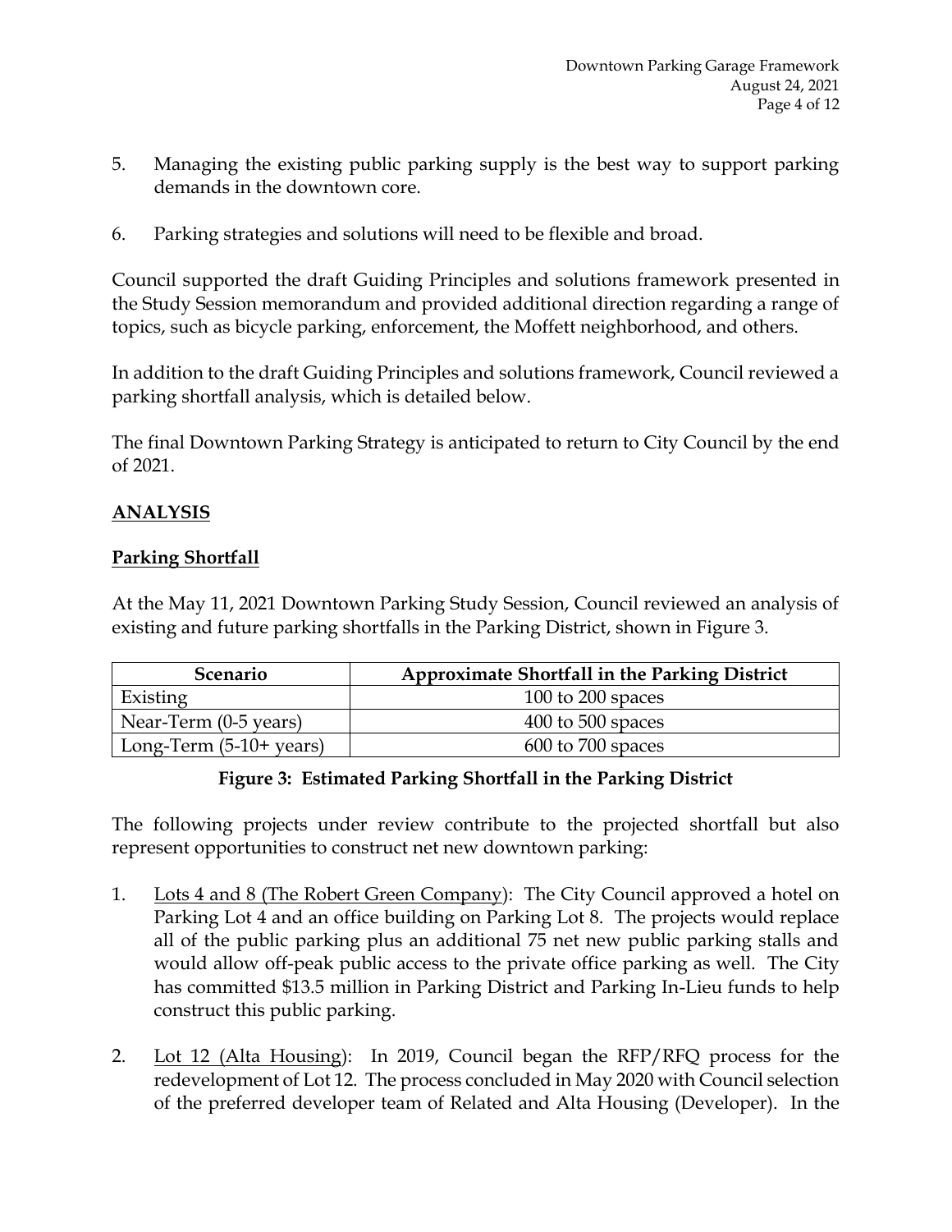5. Managing the existing public parking supply is the best way to support parking demands in the downtown core.

6. Parking strategies and solutions will need to be flexible and broad.

Council supported the draft Guiding Principles and solutions framework presented in the Study Session memorandum and provided additional direction regarding a range of topics, such as bicycle parking, enforcement, the Moffett neighborhood, and others.

In addition to the draft Guiding Principles and solutions framework, Council reviewed a parking shortfall analysis, which is detailed below.

The final Downtown Parking Strategy is anticipated to return to City Council by the end of 2021.

## ANALYSIS

### Parking Shortfall

At the May 11, 2021 Downtown Parking Study Session, Council reviewed an analysis of existing and future parking shortfalls in the Parking District, shown in Figure 3.

| Scenario | Approximate Shortfall in the Parking District |
|---|---|
| Existing | 100 to 200 spaces |
| Near-Term (0-5 years) | 400 to 500 spaces |
| Long-Term (5-10+ years) | 600 to 700 spaces |

**Figure 3: Estimated Parking Shortfall in the Parking District**

The following projects under review contribute to the projected shortfall but also represent opportunities to construct net new downtown parking:

1. Lots 4 and 8 (The Robert Green Company): The City Council approved a hotel on Parking Lot 4 and an office building on Parking Lot 8. The projects would replace all of the public parking plus an additional 75 net new public parking stalls and would allow off-peak public access to the private office parking as well. The City has committed $13.5 million in Parking District and Parking In-Lieu funds to help construct this public parking.

2. Lot 12 (Alta Housing): In 2019, Council began the RFP/RFQ process for the redevelopment of Lot 12. The process concluded in May 2020 with Council selection of the preferred developer team of Related and Alta Housing (Developer). In the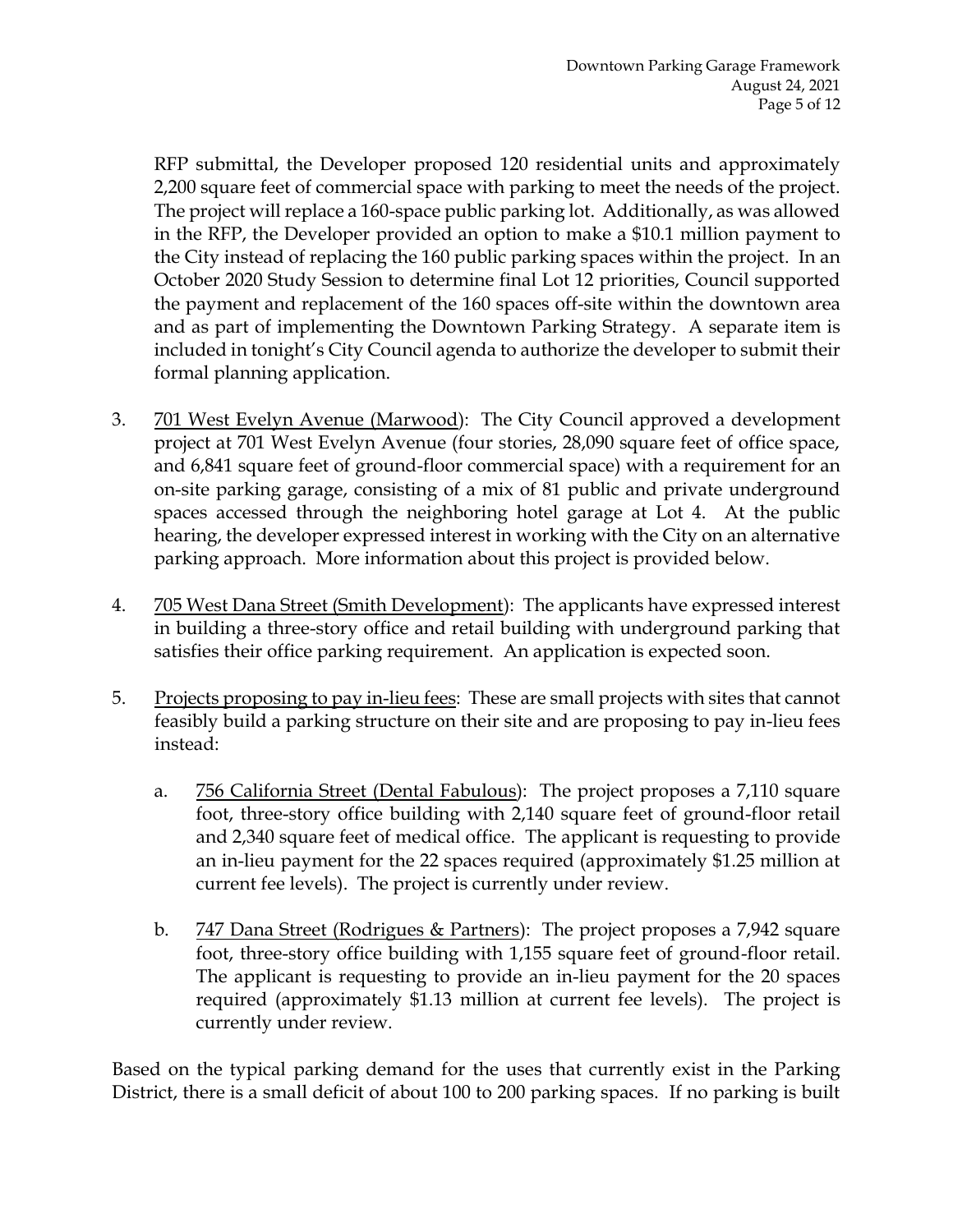RFP submittal, the Developer proposed 120 residential units and approximately 2,200 square feet of commercial space with parking to meet the needs of the project. The project will replace a 160-space public parking lot. Additionally, as was allowed in the RFP, the Developer provided an option to make a $10.1 million payment to the City instead of replacing the 160 public parking spaces within the project. In an October 2020 Study Session to determine final Lot 12 priorities, Council supported the payment and replacement of the 160 spaces off-site within the downtown area and as part of implementing the Downtown Parking Strategy. A separate item is included in tonight's City Council agenda to authorize the developer to submit their formal planning application.

3. <u>701 West Evelyn Avenue (Marwood)</u>: The City Council approved a development project at 701 West Evelyn Avenue (four stories, 28,090 square feet of office space, and 6,841 square feet of ground-floor commercial space) with a requirement for an on-site parking garage, consisting of a mix of 81 public and private underground spaces accessed through the neighboring hotel garage at Lot 4. At the public hearing, the developer expressed interest in working with the City on an alternative parking approach. More information about this project is provided below.

4. <u>705 West Dana Street (Smith Development)</u>: The applicants have expressed interest in building a three-story office and retail building with underground parking that satisfies their office parking requirement. An application is expected soon.

5. <u>Projects proposing to pay in-lieu fees</u>: These are small projects with sites that cannot feasibly build a parking structure on their site and are proposing to pay in-lieu fees instead:

   a. <u>756 California Street (Dental Fabulous)</u>: The project proposes a 7,110 square foot, three-story office building with 2,140 square feet of ground-floor retail and 2,340 square feet of medical office. The applicant is requesting to provide an in-lieu payment for the 22 spaces required (approximately $1.25 million at current fee levels). The project is currently under review.

   b. <u>747 Dana Street (Rodrigues & Partners)</u>: The project proposes a 7,942 square foot, three-story office building with 1,155 square feet of ground-floor retail. The applicant is requesting to provide an in-lieu payment for the 20 spaces required (approximately $1.13 million at current fee levels). The project is currently under review.

Based on the typical parking demand for the uses that currently exist in the Parking District, there is a small deficit of about 100 to 200 parking spaces. If no parking is built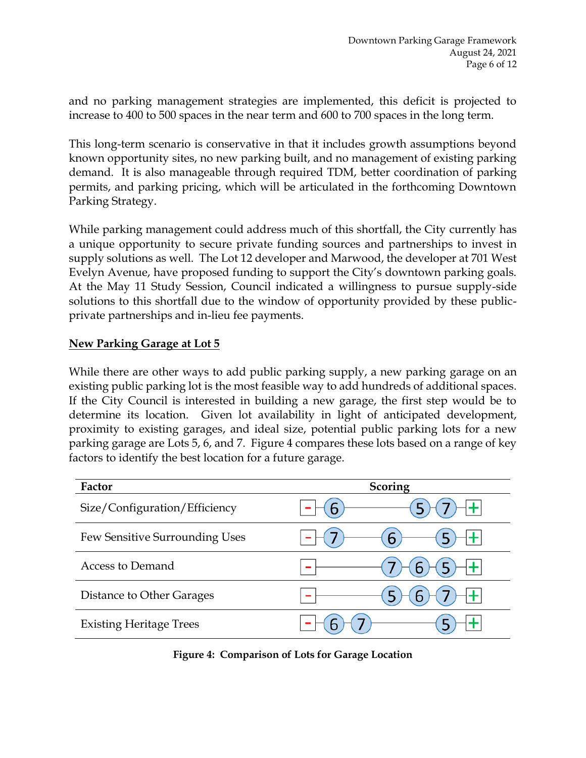and no parking management strategies are implemented, this deficit is projected to increase to 400 to 500 spaces in the near term and 600 to 700 spaces in the long term.

This long-term scenario is conservative in that it includes growth assumptions beyond known opportunity sites, no new parking built, and no management of existing parking demand. It is also manageable through required TDM, better coordination of parking permits, and parking pricing, which will be articulated in the forthcoming Downtown Parking Strategy.

While parking management could address much of this shortfall, the City currently has a unique opportunity to secure private funding sources and partnerships to invest in supply solutions as well. The Lot 12 developer and Marwood, the developer at 701 West Evelyn Avenue, have proposed funding to support the City's downtown parking goals. At the May 11 Study Session, Council indicated a willingness to pursue supply-side solutions to this shortfall due to the window of opportunity provided by these public-private partnerships and in-lieu fee payments.

## New Parking Garage at Lot 5

While there are other ways to add public parking supply, a new parking garage on an existing public parking lot is the most feasible way to add hundreds of additional spaces. If the City Council is interested in building a new garage, the first step would be to determine its location. Given lot availability in light of anticipated development, proximity to existing garages, and ideal size, potential public parking lots for a new parking garage are Lots 5, 6, and 7. Figure 4 compares these lots based on a range of key factors to identify the best location for a future garage.

| Factor | Scoring |
|---|---|
| Size/Configuration/Efficiency | - 6 ——— 5 7 + |
| Few Sensitive Surrounding Uses | - 7 —— 6 —— 5 + |
| Access to Demand | - ——— 7 6 5 + |
| Distance to Other Garages | - ——— 5 6 7 + |
| Existing Heritage Trees | - 6 7 ——— 5 + |

**Figure 4: Comparison of Lots for Garage Location**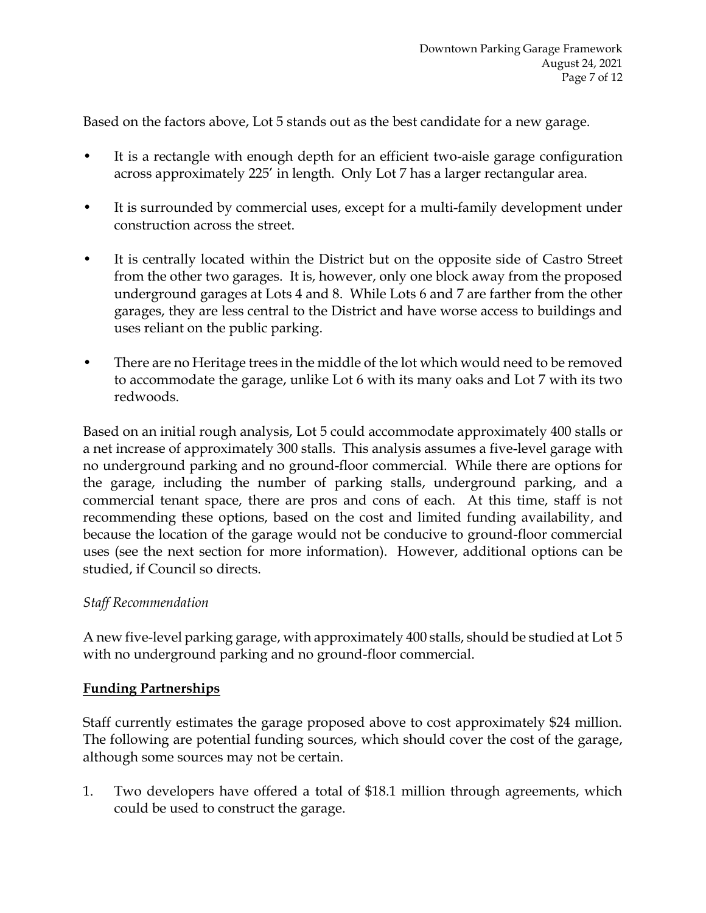Based on the factors above, Lot 5 stands out as the best candidate for a new garage.

- It is a rectangle with enough depth for an efficient two-aisle garage configuration across approximately 225′ in length. Only Lot 7 has a larger rectangular area.
- It is surrounded by commercial uses, except for a multi-family development under construction across the street.
- It is centrally located within the District but on the opposite side of Castro Street from the other two garages. It is, however, only one block away from the proposed underground garages at Lots 4 and 8. While Lots 6 and 7 are farther from the other garages, they are less central to the District and have worse access to buildings and uses reliant on the public parking.
- There are no Heritage trees in the middle of the lot which would need to be removed to accommodate the garage, unlike Lot 6 with its many oaks and Lot 7 with its two redwoods.

Based on an initial rough analysis, Lot 5 could accommodate approximately 400 stalls or a net increase of approximately 300 stalls. This analysis assumes a five-level garage with no underground parking and no ground-floor commercial. While there are options for the garage, including the number of parking stalls, underground parking, and a commercial tenant space, there are pros and cons of each. At this time, staff is not recommending these options, based on the cost and limited funding availability, and because the location of the garage would not be conducive to ground-floor commercial uses (see the next section for more information). However, additional options can be studied, if Council so directs.

*Staff Recommendation*

A new five-level parking garage, with approximately 400 stalls, should be studied at Lot 5 with no underground parking and no ground-floor commercial.

**Funding Partnerships**

Staff currently estimates the garage proposed above to cost approximately $24 million. The following are potential funding sources, which should cover the cost of the garage, although some sources may not be certain.

1. Two developers have offered a total of $18.1 million through agreements, which could be used to construct the garage.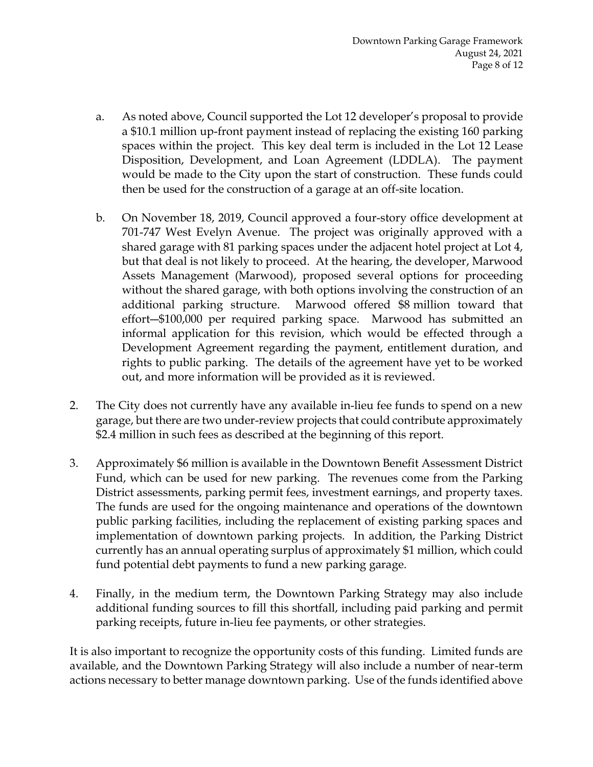a. As noted above, Council supported the Lot 12 developer's proposal to provide a $10.1 million up-front payment instead of replacing the existing 160 parking spaces within the project. This key deal term is included in the Lot 12 Lease Disposition, Development, and Loan Agreement (LDDLA). The payment would be made to the City upon the start of construction. These funds could then be used for the construction of a garage at an off-site location.

b. On November 18, 2019, Council approved a four-story office development at 701-747 West Evelyn Avenue. The project was originally approved with a shared garage with 81 parking spaces under the adjacent hotel project at Lot 4, but that deal is not likely to proceed. At the hearing, the developer, Marwood Assets Management (Marwood), proposed several options for proceeding without the shared garage, with both options involving the construction of an additional parking structure. Marwood offered $8 million toward that effort—$100,000 per required parking space. Marwood has submitted an informal application for this revision, which would be effected through a Development Agreement regarding the payment, entitlement duration, and rights to public parking. The details of the agreement have yet to be worked out, and more information will be provided as it is reviewed.

2. The City does not currently have any available in-lieu fee funds to spend on a new garage, but there are two under-review projects that could contribute approximately $2.4 million in such fees as described at the beginning of this report.

3. Approximately $6 million is available in the Downtown Benefit Assessment District Fund, which can be used for new parking. The revenues come from the Parking District assessments, parking permit fees, investment earnings, and property taxes. The funds are used for the ongoing maintenance and operations of the downtown public parking facilities, including the replacement of existing parking spaces and implementation of downtown parking projects. In addition, the Parking District currently has an annual operating surplus of approximately $1 million, which could fund potential debt payments to fund a new parking garage.

4. Finally, in the medium term, the Downtown Parking Strategy may also include additional funding sources to fill this shortfall, including paid parking and permit parking receipts, future in-lieu fee payments, or other strategies.

It is also important to recognize the opportunity costs of this funding. Limited funds are available, and the Downtown Parking Strategy will also include a number of near-term actions necessary to better manage downtown parking. Use of the funds identified above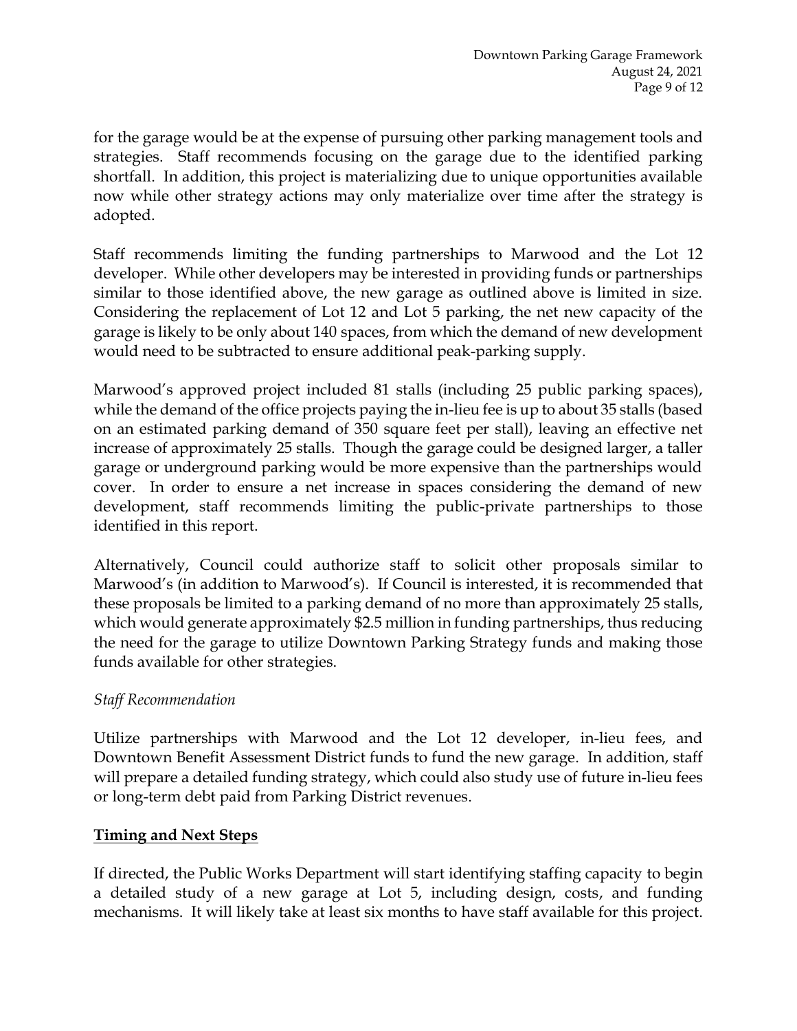for the garage would be at the expense of pursuing other parking management tools and strategies. Staff recommends focusing on the garage due to the identified parking shortfall. In addition, this project is materializing due to unique opportunities available now while other strategy actions may only materialize over time after the strategy is adopted.

Staff recommends limiting the funding partnerships to Marwood and the Lot 12 developer. While other developers may be interested in providing funds or partnerships similar to those identified above, the new garage as outlined above is limited in size. Considering the replacement of Lot 12 and Lot 5 parking, the net new capacity of the garage is likely to be only about 140 spaces, from which the demand of new development would need to be subtracted to ensure additional peak-parking supply.

Marwood's approved project included 81 stalls (including 25 public parking spaces), while the demand of the office projects paying the in-lieu fee is up to about 35 stalls (based on an estimated parking demand of 350 square feet per stall), leaving an effective net increase of approximately 25 stalls. Though the garage could be designed larger, a taller garage or underground parking would be more expensive than the partnerships would cover. In order to ensure a net increase in spaces considering the demand of new development, staff recommends limiting the public-private partnerships to those identified in this report.

Alternatively, Council could authorize staff to solicit other proposals similar to Marwood's (in addition to Marwood's). If Council is interested, it is recommended that these proposals be limited to a parking demand of no more than approximately 25 stalls, which would generate approximately $2.5 million in funding partnerships, thus reducing the need for the garage to utilize Downtown Parking Strategy funds and making those funds available for other strategies.

*Staff Recommendation*

Utilize partnerships with Marwood and the Lot 12 developer, in-lieu fees, and Downtown Benefit Assessment District funds to fund the new garage. In addition, staff will prepare a detailed funding strategy, which could also study use of future in-lieu fees or long-term debt paid from Parking District revenues.

## **Timing and Next Steps**

If directed, the Public Works Department will start identifying staffing capacity to begin a detailed study of a new garage at Lot 5, including design, costs, and funding mechanisms. It will likely take at least six months to have staff available for this project.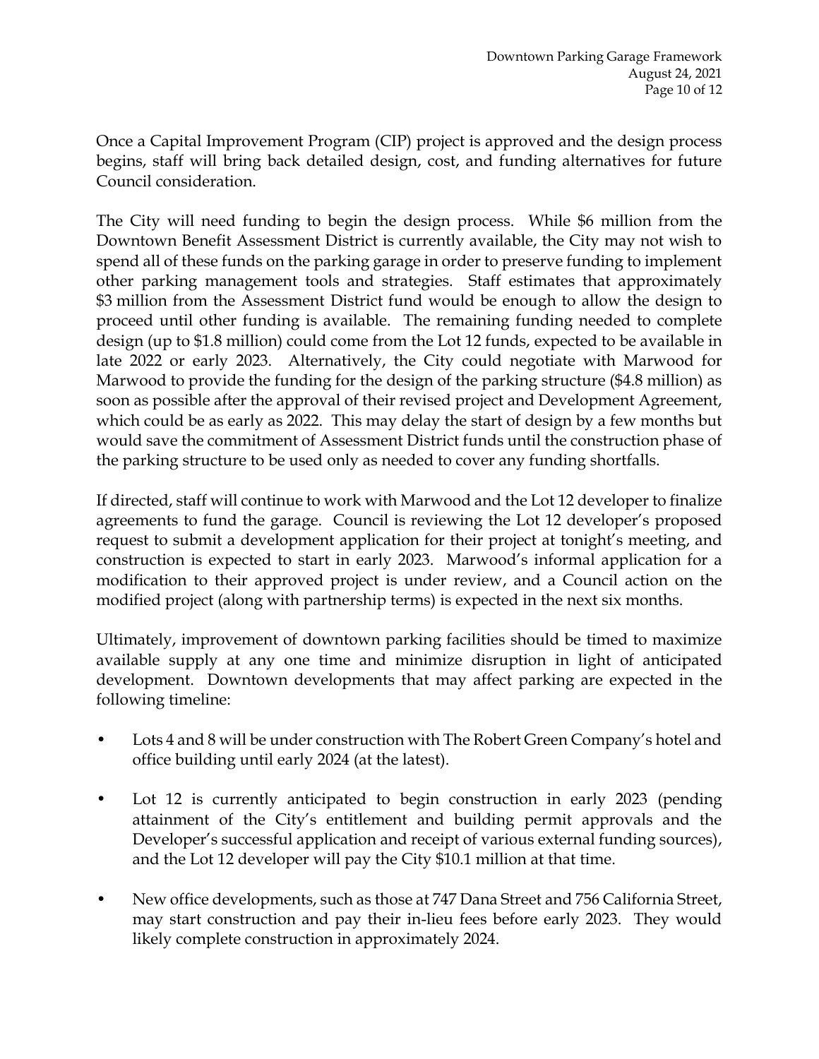Once a Capital Improvement Program (CIP) project is approved and the design process begins, staff will bring back detailed design, cost, and funding alternatives for future Council consideration.

The City will need funding to begin the design process. While $6 million from the Downtown Benefit Assessment District is currently available, the City may not wish to spend all of these funds on the parking garage in order to preserve funding to implement other parking management tools and strategies. Staff estimates that approximately $3 million from the Assessment District fund would be enough to allow the design to proceed until other funding is available. The remaining funding needed to complete design (up to $1.8 million) could come from the Lot 12 funds, expected to be available in late 2022 or early 2023. Alternatively, the City could negotiate with Marwood for Marwood to provide the funding for the design of the parking structure ($4.8 million) as soon as possible after the approval of their revised project and Development Agreement, which could be as early as 2022. This may delay the start of design by a few months but would save the commitment of Assessment District funds until the construction phase of the parking structure to be used only as needed to cover any funding shortfalls.

If directed, staff will continue to work with Marwood and the Lot 12 developer to finalize agreements to fund the garage. Council is reviewing the Lot 12 developer's proposed request to submit a development application for their project at tonight's meeting, and construction is expected to start in early 2023. Marwood's informal application for a modification to their approved project is under review, and a Council action on the modified project (along with partnership terms) is expected in the next six months.

Ultimately, improvement of downtown parking facilities should be timed to maximize available supply at any one time and minimize disruption in light of anticipated development. Downtown developments that may affect parking are expected in the following timeline:

- Lots 4 and 8 will be under construction with The Robert Green Company's hotel and office building until early 2024 (at the latest).
- Lot 12 is currently anticipated to begin construction in early 2023 (pending attainment of the City's entitlement and building permit approvals and the Developer's successful application and receipt of various external funding sources), and the Lot 12 developer will pay the City $10.1 million at that time.
- New office developments, such as those at 747 Dana Street and 756 California Street, may start construction and pay their in-lieu fees before early 2023. They would likely complete construction in approximately 2024.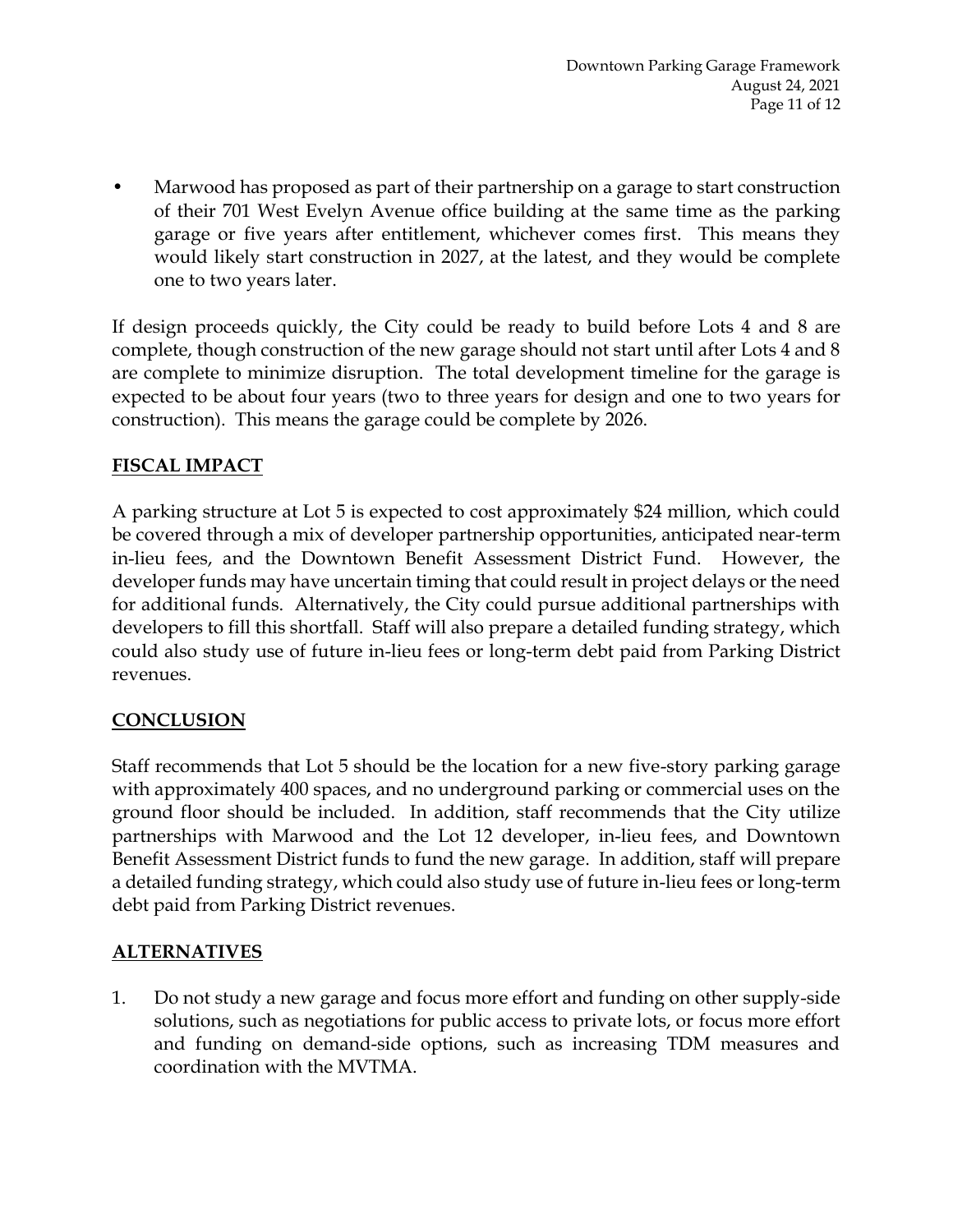- Marwood has proposed as part of their partnership on a garage to start construction of their 701 West Evelyn Avenue office building at the same time as the parking garage or five years after entitlement, whichever comes first. This means they would likely start construction in 2027, at the latest, and they would be complete one to two years later.

If design proceeds quickly, the City could be ready to build before Lots 4 and 8 are complete, though construction of the new garage should not start until after Lots 4 and 8 are complete to minimize disruption. The total development timeline for the garage is expected to be about four years (two to three years for design and one to two years for construction). This means the garage could be complete by 2026.

## FISCAL IMPACT

A parking structure at Lot 5 is expected to cost approximately $24 million, which could be covered through a mix of developer partnership opportunities, anticipated near-term in-lieu fees, and the Downtown Benefit Assessment District Fund. However, the developer funds may have uncertain timing that could result in project delays or the need for additional funds. Alternatively, the City could pursue additional partnerships with developers to fill this shortfall. Staff will also prepare a detailed funding strategy, which could also study use of future in-lieu fees or long-term debt paid from Parking District revenues.

## CONCLUSION

Staff recommends that Lot 5 should be the location for a new five-story parking garage with approximately 400 spaces, and no underground parking or commercial uses on the ground floor should be included. In addition, staff recommends that the City utilize partnerships with Marwood and the Lot 12 developer, in-lieu fees, and Downtown Benefit Assessment District funds to fund the new garage. In addition, staff will prepare a detailed funding strategy, which could also study use of future in-lieu fees or long-term debt paid from Parking District revenues.

## ALTERNATIVES

1. Do not study a new garage and focus more effort and funding on other supply-side solutions, such as negotiations for public access to private lots, or focus more effort and funding on demand-side options, such as increasing TDM measures and coordination with the MVTMA.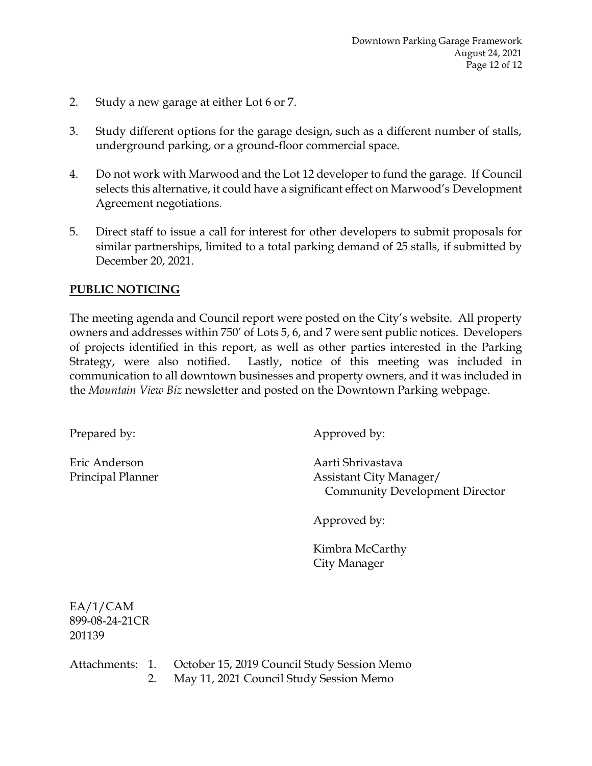2. Study a new garage at either Lot 6 or 7.

3. Study different options for the garage design, such as a different number of stalls, underground parking, or a ground-floor commercial space.

4. Do not work with Marwood and the Lot 12 developer to fund the garage. If Council selects this alternative, it could have a significant effect on Marwood's Development Agreement negotiations.

5. Direct staff to issue a call for interest for other developers to submit proposals for similar partnerships, limited to a total parking demand of 25 stalls, if submitted by December 20, 2021.

**PUBLIC NOTICING**

The meeting agenda and Council report were posted on the City's website. All property owners and addresses within 750' of Lots 5, 6, and 7 were sent public notices. Developers of projects identified in this report, as well as other parties interested in the Parking Strategy, were also notified. Lastly, notice of this meeting was included in communication to all downtown businesses and property owners, and it was included in the *Mountain View Biz* newsletter and posted on the Downtown Parking webpage.

Prepared by:

Eric Anderson
Principal Planner

Approved by:

Aarti Shrivastava
Assistant City Manager/
Community Development Director

Approved by:

Kimbra McCarthy
City Manager

EA/1/CAM
899-08-24-21CR
201139

Attachments:
1. October 15, 2019 Council Study Session Memo
2. May 11, 2021 Council Study Session Memo